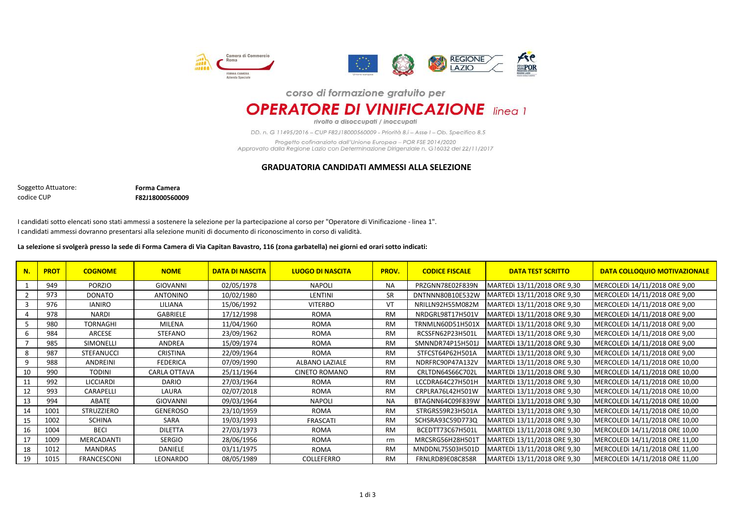corso di formazione gratuito per

# OPERATORE DI VINIFICAZIONE *linea 1*

*rivolto a disoccupati / inoccupati*

*DD. n. G 11495/2016 – CUP F82J18000560009 - Priorità 8.i – Asse I – Ob. Specifico 8.5*

*Progetto cofinanziato dall'Unione Europea – POR FSE 2014/2020*
*Approvato dalla Regione Lazio con Determinazione Dirigenziale n. G16032 del 22/11/2017*

## GRADUATORIA CANDIDATI AMMESSI ALLA SELEZIONE

Soggetto Attuatore: **Forma Camera**
codice CUP **F82J18000560009**

I candidati sotto elencati sono stati ammessi a sostenere la selezione per la partecipazione al corso per "Operatore di Vinificazione - linea 1".
I candidati ammessi dovranno presentarsi alla selezione muniti di documento di riconoscimento in corso di validità.

**La selezione si svolgerà presso la sede di Forma Camera di Via Capitan Bavastro, 116 (zona garbatella) nei giorni ed orari sotto indicati:**

| N. | PROT | COGNOME | NOME | DATA DI NASCITA | LUOGO DI NASCITA | PROV. | CODICE FISCALE | DATA TEST SCRITTO | DATA COLLOQUIO MOTIVAZIONALE |
|---|---|---|---|---|---|---|---|---|---|
| 1 | 949 | PORZIO | GIOVANNI | 02/05/1978 | NAPOLI | NA | PRZGNN78E02F839N | MARTEDì 13/11/2018 ORE 9,30 | MERCOLEDì 14/11/2018 ORE 9,00 |
| 2 | 973 | DONATO | ANTONINO | 10/02/1980 | LENTINI | SR | DNTNNN80B10E532W | MARTEDì 13/11/2018 ORE 9,30 | MERCOLEDì 14/11/2018 ORE 9,00 |
| 3 | 976 | IANIRO | LILIANA | 15/06/1992 | VITERBO | VT | NRILLN92H55M082M | MARTEDì 13/11/2018 ORE 9,30 | MERCOLEDì 14/11/2018 ORE 9,00 |
| 4 | 978 | NARDI | GABRIELE | 17/12/1998 | ROMA | RM | NRDGRL98T17H501V | MARTEDì 13/11/2018 ORE 9,30 | MERCOLEDì 14/11/2018 ORE 9,00 |
| 5 | 980 | TORNAGHI | MILENA | 11/04/1960 | ROMA | RM | TRNMLN60D51H501X | MARTEDì 13/11/2018 ORE 9,30 | MERCOLEDì 14/11/2018 ORE 9,00 |
| 6 | 984 | ARCESE | STEFANO | 23/09/1962 | ROMA | RM | RCSSFN62P23H501L | MARTEDì 13/11/2018 ORE 9,30 | MERCOLEDì 14/11/2018 ORE 9,00 |
| 7 | 985 | SIMONELLI | ANDREA | 15/09/1974 | ROMA | RM | SMNNDR74P15H501J | MARTEDì 13/11/2018 ORE 9,30 | MERCOLEDì 14/11/2018 ORE 9,00 |
| 8 | 987 | STEFANUCCI | CRISTINA | 22/09/1964 | ROMA | RM | STFCST64P62H501A | MARTEDì 13/11/2018 ORE 9,30 | MERCOLEDì 14/11/2018 ORE 9,00 |
| 9 | 988 | ANDREINI | FEDERICA | 07/09/1990 | ALBANO LAZIALE | RM | NDRFRC90P47A132V | MARTEDì 13/11/2018 ORE 9,30 | MERCOLEDì 14/11/2018 ORE 10,00 |
| 10 | 990 | TODINI | CARLA OTTAVA | 25/11/1964 | CINETO ROMANO | RM | CRLTDN64S66C702L | MARTEDì 13/11/2018 ORE 9,30 | MERCOLEDì 14/11/2018 ORE 10,00 |
| 11 | 992 | LICCIARDI | DARIO | 27/03/1964 | ROMA | RM | LCCDRA64C27H501H | MARTEDì 13/11/2018 ORE 9,30 | MERCOLEDì 14/11/2018 ORE 10,00 |
| 12 | 993 | CARAPELLI | LAURA | 02/07/2018 | ROMA | RM | CRPLRA76L42H501W | MARTEDì 13/11/2018 ORE 9,30 | MERCOLEDì 14/11/2018 ORE 10,00 |
| 13 | 994 | ABATE | GIOVANNI | 09/03/1964 | NAPOLI | NA | BTAGNN64C09F839W | MARTEDì 13/11/2018 ORE 9,30 | MERCOLEDì 14/11/2018 ORE 10,00 |
| 14 | 1001 | STRUZZIERO | GENEROSO | 23/10/1959 | ROMA | RM | STRGRS59R23H501A | MARTEDì 13/11/2018 ORE 9,30 | MERCOLEDì 14/11/2018 ORE 10,00 |
| 15 | 1002 | SCHINA | SARA | 19/03/1993 | FRASCATI | RM | SCHSRA93C59D773Q | MARTEDì 13/11/2018 ORE 9,30 | MERCOLEDì 14/11/2018 ORE 10,00 |
| 16 | 1004 | BECI | DILETTA | 27/03/1973 | ROMA | RM | BCEDTT73C67H501L | MARTEDì 13/11/2018 ORE 9,30 | MERCOLEDì 14/11/2018 ORE 10,00 |
| 17 | 1009 | MERCADANTI | SERGIO | 28/06/1956 | ROMA | rm | MRCSRG56H28H501T | MARTEDì 13/11/2018 ORE 9,30 | MERCOLEDì 14/11/2018 ORE 11,00 |
| 18 | 1012 | MANDRAS | DANIELE | 03/11/1975 | ROMA | RM | MNDDNL75S03H501D | MARTEDì 13/11/2018 ORE 9,30 | MERCOLEDì 14/11/2018 ORE 11,00 |
| 19 | 1015 | FRANCESCONI | LEONARDO | 08/05/1989 | COLLEFERRO | RM | FRNLRD89E08C858R | MARTEDì 13/11/2018 ORE 9,30 | MERCOLEDì 14/11/2018 ORE 11,00 |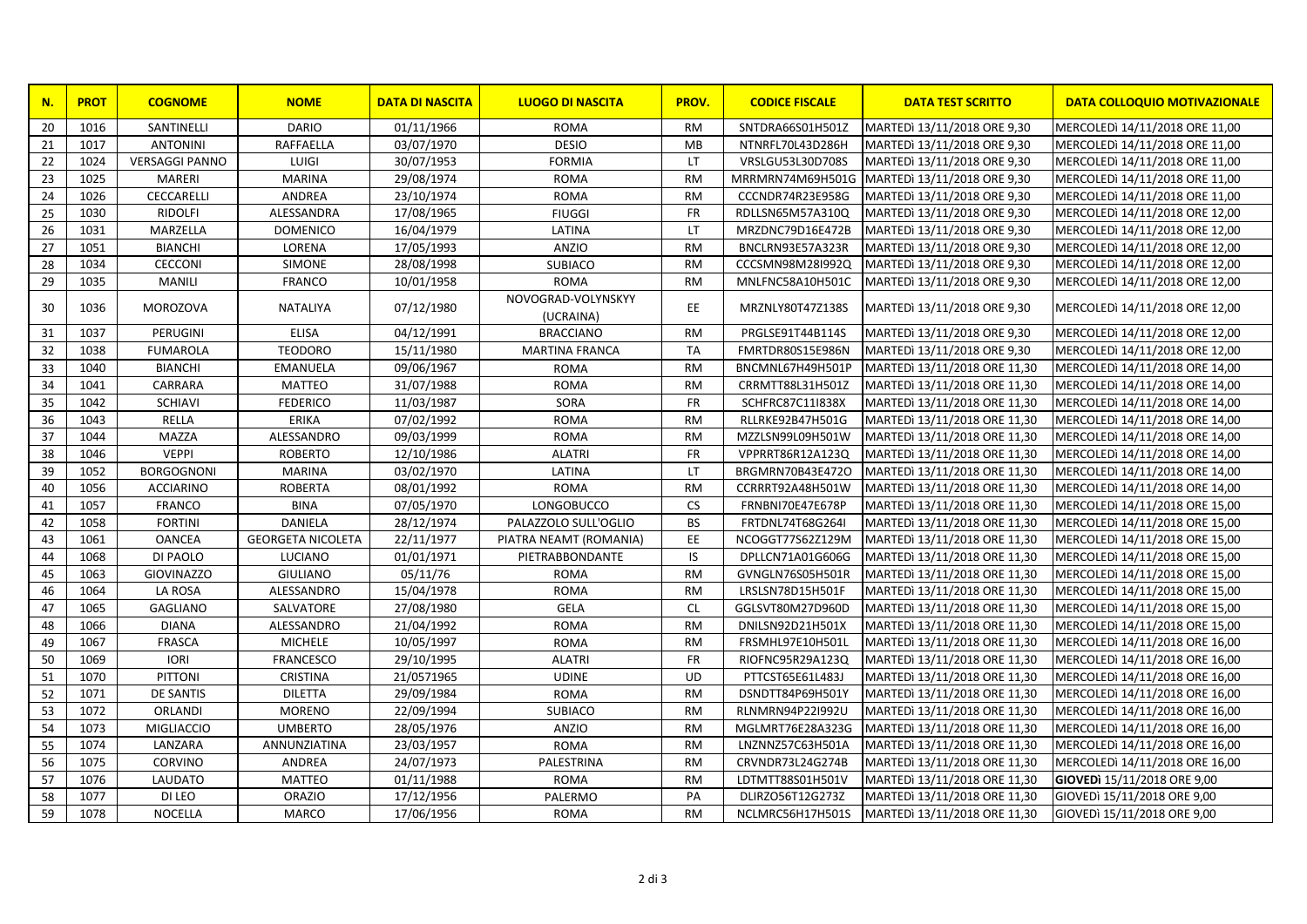| N. | PROT | COGNOME | NOME | DATA DI NASCITA | LUOGO DI NASCITA | PROV. | CODICE FISCALE | DATA TEST SCRITTO | DATA COLLOQUIO MOTIVAZIONALE |
|---|---|---|---|---|---|---|---|---|---|
| 20 | 1016 | SANTINELLI | DARIO | 01/11/1966 | ROMA | RM | SNTDRA66S01H501Z | MARTEDì 13/11/2018 ORE 9,30 | MERCOLEDì 14/11/2018 ORE 11,00 |
| 21 | 1017 | ANTONINI | RAFFAELLA | 03/07/1970 | DESIO | MB | NTNRFL70L43D286H | MARTEDì 13/11/2018 ORE 9,30 | MERCOLEDì 14/11/2018 ORE 11,00 |
| 22 | 1024 | VERSAGGI PANNO | LUIGI | 30/07/1953 | FORMIA | LT | VRSLGU53L30D708S | MARTEDì 13/11/2018 ORE 9,30 | MERCOLEDì 14/11/2018 ORE 11,00 |
| 23 | 1025 | MARERI | MARINA | 29/08/1974 | ROMA | RM | MRRMRN74M69H501G | MARTEDì 13/11/2018 ORE 9,30 | MERCOLEDì 14/11/2018 ORE 11,00 |
| 24 | 1026 | CECCARELLI | ANDREA | 23/10/1974 | ROMA | RM | CCCNDR74R23E958G | MARTEDì 13/11/2018 ORE 9,30 | MERCOLEDì 14/11/2018 ORE 11,00 |
| 25 | 1030 | RIDOLFI | ALESSANDRA | 17/08/1965 | FIUGGI | FR | RDLLSN65M57A310Q | MARTEDì 13/11/2018 ORE 9,30 | MERCOLEDì 14/11/2018 ORE 12,00 |
| 26 | 1031 | MARZELLA | DOMENICO | 16/04/1979 | LATINA | LT | MRZDNC79D16E472B | MARTEDì 13/11/2018 ORE 9,30 | MERCOLEDì 14/11/2018 ORE 12,00 |
| 27 | 1051 | BIANCHI | LORENA | 17/05/1993 | ANZIO | RM | BNCLRN93E57A323R | MARTEDì 13/11/2018 ORE 9,30 | MERCOLEDì 14/11/2018 ORE 12,00 |
| 28 | 1034 | CECCONI | SIMONE | 28/08/1998 | SUBIACO | RM | CCCSMN98M28I992Q | MARTEDì 13/11/2018 ORE 9,30 | MERCOLEDì 14/11/2018 ORE 12,00 |
| 29 | 1035 | MANILI | FRANCO | 10/01/1958 | ROMA | RM | MNLFNC58A10H501C | MARTEDì 13/11/2018 ORE 9,30 | MERCOLEDì 14/11/2018 ORE 12,00 |
| 30 | 1036 | MOROZOVA | NATALIYA | 07/12/1980 | NOVOGRAD-VOLYNSKYY (UCRAINA) | EE | MRZNLY80T47Z138S | MARTEDì 13/11/2018 ORE 9,30 | MERCOLEDì 14/11/2018 ORE 12,00 |
| 31 | 1037 | PERUGINI | ELISA | 04/12/1991 | BRACCIANO | RM | PRGLSE91T44B114S | MARTEDì 13/11/2018 ORE 9,30 | MERCOLEDì 14/11/2018 ORE 12,00 |
| 32 | 1038 | FUMAROLA | TEODORO | 15/11/1980 | MARTINA FRANCA | TA | FMRTDR80S15E986N | MARTEDì 13/11/2018 ORE 9,30 | MERCOLEDì 14/11/2018 ORE 12,00 |
| 33 | 1040 | BIANCHI | EMANUELA | 09/06/1967 | ROMA | RM | BNCMNL67H49H501P | MARTEDì 13/11/2018 ORE 11,30 | MERCOLEDì 14/11/2018 ORE 14,00 |
| 34 | 1041 | CARRARA | MATTEO | 31/07/1988 | ROMA | RM | CRRMTT88L31H501Z | MARTEDì 13/11/2018 ORE 11,30 | MERCOLEDì 14/11/2018 ORE 14,00 |
| 35 | 1042 | SCHIAVI | FEDERICO | 11/03/1987 | SORA | FR | SCHFRC87C11I838X | MARTEDì 13/11/2018 ORE 11,30 | MERCOLEDì 14/11/2018 ORE 14,00 |
| 36 | 1043 | RELLA | ERIKA | 07/02/1992 | ROMA | RM | RLLRKE92B47H501G | MARTEDì 13/11/2018 ORE 11,30 | MERCOLEDì 14/11/2018 ORE 14,00 |
| 37 | 1044 | MAZZA | ALESSANDRO | 09/03/1999 | ROMA | RM | MZZLSN99L09H501W | MARTEDì 13/11/2018 ORE 11,30 | MERCOLEDì 14/11/2018 ORE 14,00 |
| 38 | 1046 | VEPPI | ROBERTO | 12/10/1986 | ALATRI | FR | VPPRRT86R12A123Q | MARTEDì 13/11/2018 ORE 11,30 | MERCOLEDì 14/11/2018 ORE 14,00 |
| 39 | 1052 | BORGOGNONI | MARINA | 03/02/1970 | LATINA | LT | BRGMRN70B43E472O | MARTEDì 13/11/2018 ORE 11,30 | MERCOLEDì 14/11/2018 ORE 14,00 |
| 40 | 1056 | ACCIARINO | ROBERTA | 08/01/1992 | ROMA | RM | CCRRRT92A48H501W | MARTEDì 13/11/2018 ORE 11,30 | MERCOLEDì 14/11/2018 ORE 14,00 |
| 41 | 1057 | FRANCO | BINA | 07/05/1970 | LONGOBUCCO | CS | FRNBNI70E47E678P | MARTEDì 13/11/2018 ORE 11,30 | MERCOLEDì 14/11/2018 ORE 15,00 |
| 42 | 1058 | FORTINI | DANIELA | 28/12/1974 | PALAZZOLO SULL'OGLIO | BS | FRTDNL74T68G264I | MARTEDì 13/11/2018 ORE 11,30 | MERCOLEDì 14/11/2018 ORE 15,00 |
| 43 | 1061 | OANCEA | GEORGETA NICOLETA | 22/11/1977 | PIATRA NEAMT (ROMANIA) | EE | NCOGGT77S62Z129M | MARTEDì 13/11/2018 ORE 11,30 | MERCOLEDì 14/11/2018 ORE 15,00 |
| 44 | 1068 | DI PAOLO | LUCIANO | 01/01/1971 | PIETRABBONDANTE | IS | DPLLCN71A01G606G | MARTEDì 13/11/2018 ORE 11,30 | MERCOLEDì 14/11/2018 ORE 15,00 |
| 45 | 1063 | GIOVINAZZO | GIULIANO | 05/11/76 | ROMA | RM | GVNGLN76S05H501R | MARTEDì 13/11/2018 ORE 11,30 | MERCOLEDì 14/11/2018 ORE 15,00 |
| 46 | 1064 | LA ROSA | ALESSANDRO | 15/04/1978 | ROMA | RM | LRSLSN78D15H501F | MARTEDì 13/11/2018 ORE 11,30 | MERCOLEDì 14/11/2018 ORE 15,00 |
| 47 | 1065 | GAGLIANO | SALVATORE | 27/08/1980 | GELA | CL | GGLSVT80M27D960D | MARTEDì 13/11/2018 ORE 11,30 | MERCOLEDì 14/11/2018 ORE 15,00 |
| 48 | 1066 | DIANA | ALESSANDRO | 21/04/1992 | ROMA | RM | DNILSN92D21H501X | MARTEDì 13/11/2018 ORE 11,30 | MERCOLEDì 14/11/2018 ORE 15,00 |
| 49 | 1067 | FRASCA | MICHELE | 10/05/1997 | ROMA | RM | FRSMHL97E10H501L | MARTEDì 13/11/2018 ORE 11,30 | MERCOLEDì 14/11/2018 ORE 16,00 |
| 50 | 1069 | IORI | FRANCESCO | 29/10/1995 | ALATRI | FR | RIOFNC95R29A123Q | MARTEDì 13/11/2018 ORE 11,30 | MERCOLEDì 14/11/2018 ORE 16,00 |
| 51 | 1070 | PITTONI | CRISTINA | 21/0571965 | UDINE | UD | PTTCST65E61L483J | MARTEDì 13/11/2018 ORE 11,30 | MERCOLEDì 14/11/2018 ORE 16,00 |
| 52 | 1071 | DE SANTIS | DILETTA | 29/09/1984 | ROMA | RM | DSNDTT84P69H501Y | MARTEDì 13/11/2018 ORE 11,30 | MERCOLEDì 14/11/2018 ORE 16,00 |
| 53 | 1072 | ORLANDI | MORENO | 22/09/1994 | SUBIACO | RM | RLNMRN94P22I992U | MARTEDì 13/11/2018 ORE 11,30 | MERCOLEDì 14/11/2018 ORE 16,00 |
| 54 | 1073 | MIGLIACCIO | UMBERTO | 28/05/1976 | ANZIO | RM | MGLMRT76E28A323G | MARTEDì 13/11/2018 ORE 11,30 | MERCOLEDì 14/11/2018 ORE 16,00 |
| 55 | 1074 | LANZARA | ANNUNZIATINA | 23/03/1957 | ROMA | RM | LNZNNZ57C63H501A | MARTEDì 13/11/2018 ORE 11,30 | MERCOLEDì 14/11/2018 ORE 16,00 |
| 56 | 1075 | CORVINO | ANDREA | 24/07/1973 | PALESTRINA | RM | CRVNDR73L24G274B | MARTEDì 13/11/2018 ORE 11,30 | MERCOLEDì 14/11/2018 ORE 16,00 |
| 57 | 1076 | LAUDATO | MATTEO | 01/11/1988 | ROMA | RM | LDTMTT88S01H501V | MARTEDì 13/11/2018 ORE 11,30 | **GIOVEDì** 15/11/2018 ORE 9,00 |
| 58 | 1077 | DI LEO | ORAZIO | 17/12/1956 | PALERMO | PA | DLIRZO56T12G273Z | MARTEDì 13/11/2018 ORE 11,30 | GIOVEDì 15/11/2018 ORE 9,00 |
| 59 | 1078 | NOCELLA | MARCO | 17/06/1956 | ROMA | RM | NCLMRC56H17H501S | MARTEDì 13/11/2018 ORE 11,30 | GIOVEDì 15/11/2018 ORE 9,00 |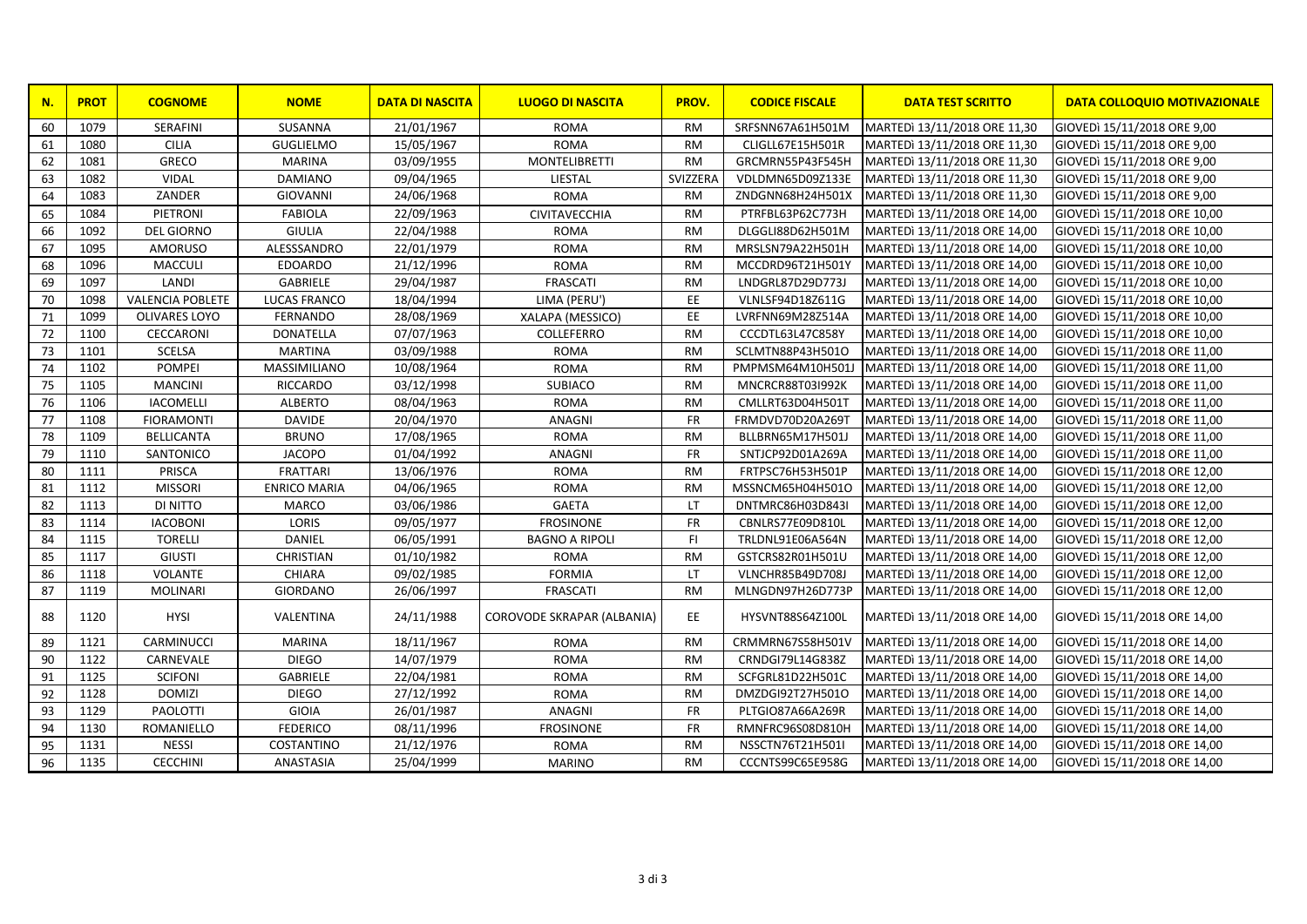| N. | PROT | COGNOME | NOME | DATA DI NASCITA | LUOGO DI NASCITA | PROV. | CODICE FISCALE | DATA TEST SCRITTO | DATA COLLOQUIO MOTIVAZIONALE |
|---|---|---|---|---|---|---|---|---|---|
| 60 | 1079 | SERAFINI | SUSANNA | 21/01/1967 | ROMA | RM | SRFSNN67A61H501M | MARTEDì 13/11/2018 ORE 11,30 | GIOVEDì 15/11/2018 ORE 9,00 |
| 61 | 1080 | CILIA | GUGLIELMO | 15/05/1967 | ROMA | RM | CLIGLL67E15H501R | MARTEDì 13/11/2018 ORE 11,30 | GIOVEDì 15/11/2018 ORE 9,00 |
| 62 | 1081 | GRECO | MARINA | 03/09/1955 | MONTELIBRETTI | RM | GRCMRN55P43F545H | MARTEDì 13/11/2018 ORE 11,30 | GIOVEDì 15/11/2018 ORE 9,00 |
| 63 | 1082 | VIDAL | DAMIANO | 09/04/1965 | LIESTAL | SVIZZERA | VDLDMN65D09Z133E | MARTEDì 13/11/2018 ORE 11,30 | GIOVEDì 15/11/2018 ORE 9,00 |
| 64 | 1083 | ZANDER | GIOVANNI | 24/06/1968 | ROMA | RM | ZNDGNN68H24H501X | MARTEDì 13/11/2018 ORE 11,30 | GIOVEDì 15/11/2018 ORE 9,00 |
| 65 | 1084 | PIETRONI | FABIOLA | 22/09/1963 | CIVITAVECCHIA | RM | PTRFBL63P62C773H | MARTEDì 13/11/2018 ORE 14,00 | GIOVEDì 15/11/2018 ORE 10,00 |
| 66 | 1092 | DEL GIORNO | GIULIA | 22/04/1988 | ROMA | RM | DLGGLI88D62H501M | MARTEDì 13/11/2018 ORE 14,00 | GIOVEDì 15/11/2018 ORE 10,00 |
| 67 | 1095 | AMORUSO | ALESSSANDRO | 22/01/1979 | ROMA | RM | MRSLSN79A22H501H | MARTEDì 13/11/2018 ORE 14,00 | GIOVEDì 15/11/2018 ORE 10,00 |
| 68 | 1096 | MACCULI | EDOARDO | 21/12/1996 | ROMA | RM | MCCDRD96T21H501Y | MARTEDì 13/11/2018 ORE 14,00 | GIOVEDì 15/11/2018 ORE 10,00 |
| 69 | 1097 | LANDI | GABRIELE | 29/04/1987 | FRASCATI | RM | LNDGRL87D29D773J | MARTEDì 13/11/2018 ORE 14,00 | GIOVEDì 15/11/2018 ORE 10,00 |
| 70 | 1098 | VALENCIA POBLETE | LUCAS FRANCO | 18/04/1994 | LIMA (PERU') | EE | VLNLSF94D18Z611G | MARTEDì 13/11/2018 ORE 14,00 | GIOVEDì 15/11/2018 ORE 10,00 |
| 71 | 1099 | OLIVARES LOYO | FERNANDO | 28/08/1969 | XALAPA (MESSICO) | EE | LVRFNN69M28Z514A | MARTEDì 13/11/2018 ORE 14,00 | GIOVEDì 15/11/2018 ORE 10,00 |
| 72 | 1100 | CECCARONI | DONATELLA | 07/07/1963 | COLLEFERRO | RM | CCCDTL63L47C858Y | MARTEDì 13/11/2018 ORE 14,00 | GIOVEDì 15/11/2018 ORE 10,00 |
| 73 | 1101 | SCELSA | MARTINA | 03/09/1988 | ROMA | RM | SCLMTN88P43H501O | MARTEDì 13/11/2018 ORE 14,00 | GIOVEDì 15/11/2018 ORE 11,00 |
| 74 | 1102 | POMPEI | MASSIMILIANO | 10/08/1964 | ROMA | RM | PMPMSM64M10H501J | MARTEDì 13/11/2018 ORE 14,00 | GIOVEDì 15/11/2018 ORE 11,00 |
| 75 | 1105 | MANCINI | RICCARDO | 03/12/1998 | SUBIACO | RM | MNCRCR88T03I992K | MARTEDì 13/11/2018 ORE 14,00 | GIOVEDì 15/11/2018 ORE 11,00 |
| 76 | 1106 | IACOMELLI | ALBERTO | 08/04/1963 | ROMA | RM | CMLLRT63D04H501T | MARTEDì 13/11/2018 ORE 14,00 | GIOVEDì 15/11/2018 ORE 11,00 |
| 77 | 1108 | FIORAMONTI | DAVIDE | 20/04/1970 | ANAGNI | FR | FRMDVD70D20A269T | MARTEDì 13/11/2018 ORE 14,00 | GIOVEDì 15/11/2018 ORE 11,00 |
| 78 | 1109 | BELLICANTA | BRUNO | 17/08/1965 | ROMA | RM | BLLBRN65M17H501J | MARTEDì 13/11/2018 ORE 14,00 | GIOVEDì 15/11/2018 ORE 11,00 |
| 79 | 1110 | SANTONICO | JACOPO | 01/04/1992 | ANAGNI | FR | SNTJCP92D01A269A | MARTEDì 13/11/2018 ORE 14,00 | GIOVEDì 15/11/2018 ORE 11,00 |
| 80 | 1111 | PRISCA | FRATTARI | 13/06/1976 | ROMA | RM | FRTPSC76H53H501P | MARTEDì 13/11/2018 ORE 14,00 | GIOVEDì 15/11/2018 ORE 12,00 |
| 81 | 1112 | MISSORI | ENRICO MARIA | 04/06/1965 | ROMA | RM | MSSNCM65H04H501O | MARTEDì 13/11/2018 ORE 14,00 | GIOVEDì 15/11/2018 ORE 12,00 |
| 82 | 1113 | DI NITTO | MARCO | 03/06/1986 | GAETA | LT | DNTMRC86H03D843I | MARTEDì 13/11/2018 ORE 14,00 | GIOVEDì 15/11/2018 ORE 12,00 |
| 83 | 1114 | IACOBONI | LORIS | 09/05/1977 | FROSINONE | FR | CBNLRS77E09D810L | MARTEDì 13/11/2018 ORE 14,00 | GIOVEDì 15/11/2018 ORE 12,00 |
| 84 | 1115 | TORELLI | DANIEL | 06/05/1991 | BAGNO A RIPOLI | FI | TRLDNL91E06A564N | MARTEDì 13/11/2018 ORE 14,00 | GIOVEDì 15/11/2018 ORE 12,00 |
| 85 | 1117 | GIUSTI | CHRISTIAN | 01/10/1982 | ROMA | RM | GSTCRS82R01H501U | MARTEDì 13/11/2018 ORE 14,00 | GIOVEDì 15/11/2018 ORE 12,00 |
| 86 | 1118 | VOLANTE | CHIARA | 09/02/1985 | FORMIA | LT | VLNCHR85B49D708J | MARTEDì 13/11/2018 ORE 14,00 | GIOVEDì 15/11/2018 ORE 12,00 |
| 87 | 1119 | MOLINARI | GIORDANO | 26/06/1997 | FRASCATI | RM | MLNGDN97H26D773P | MARTEDì 13/11/2018 ORE 14,00 | GIOVEDì 15/11/2018 ORE 12,00 |
| 88 | 1120 | HYSI | VALENTINA | 24/11/1988 | COROVODE SKRAPAR (ALBANIA) | EE | HYSVNT88S64Z100L | MARTEDì 13/11/2018 ORE 14,00 | GIOVEDì 15/11/2018 ORE 14,00 |
| 89 | 1121 | CARMINUCCI | MARINA | 18/11/1967 | ROMA | RM | CRMMRN67S58H501V | MARTEDì 13/11/2018 ORE 14,00 | GIOVEDì 15/11/2018 ORE 14,00 |
| 90 | 1122 | CARNEVALE | DIEGO | 14/07/1979 | ROMA | RM | CRNDGI79L14G838Z | MARTEDì 13/11/2018 ORE 14,00 | GIOVEDì 15/11/2018 ORE 14,00 |
| 91 | 1125 | SCIFONI | GABRIELE | 22/04/1981 | ROMA | RM | SCFGRL81D22H501C | MARTEDì 13/11/2018 ORE 14,00 | GIOVEDì 15/11/2018 ORE 14,00 |
| 92 | 1128 | DOMIZI | DIEGO | 27/12/1992 | ROMA | RM | DMZDGI92T27H501O | MARTEDì 13/11/2018 ORE 14,00 | GIOVEDì 15/11/2018 ORE 14,00 |
| 93 | 1129 | PAOLOTTI | GIOIA | 26/01/1987 | ANAGNI | FR | PLTGIO87A66A269R | MARTEDì 13/11/2018 ORE 14,00 | GIOVEDì 15/11/2018 ORE 14,00 |
| 94 | 1130 | ROMANIELLO | FEDERICO | 08/11/1996 | FROSINONE | FR | RMNFRC96S08D810H | MARTEDì 13/11/2018 ORE 14,00 | GIOVEDì 15/11/2018 ORE 14,00 |
| 95 | 1131 | NESSI | COSTANTINO | 21/12/1976 | ROMA | RM | NSSCTN76T21H501I | MARTEDì 13/11/2018 ORE 14,00 | GIOVEDì 15/11/2018 ORE 14,00 |
| 96 | 1135 | CECCHINI | ANASTASIA | 25/04/1999 | MARINO | RM | CCCNTS99C65E958G | MARTEDì 13/11/2018 ORE 14,00 | GIOVEDì 15/11/2018 ORE 14,00 |